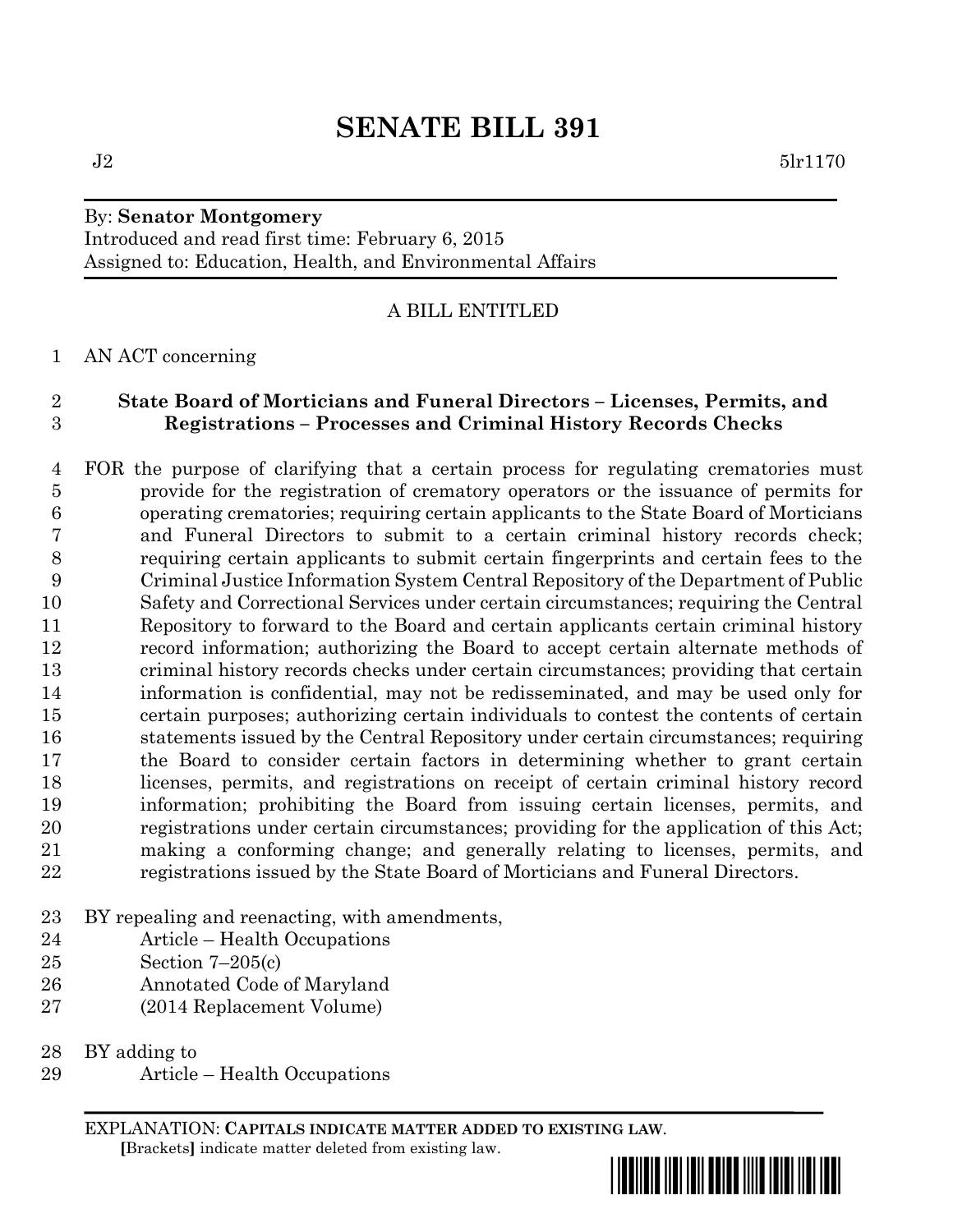# SENATE BILL 391

J2 5lr1170

By: **Senator Montgomery**
Introduced and read first time: February 6, 2015
Assigned to: Education, Health, and Environmental Affairs

A BILL ENTITLED

1 AN ACT concerning

2 **State Board of Morticians and Funeral Directors – Licenses, Permits, and**
3 **Registrations – Processes and Criminal History Records Checks**

4 FOR the purpose of clarifying that a certain process for regulating crematories must
5 provide for the registration of crematory operators or the issuance of permits for
6 operating crematories; requiring certain applicants to the State Board of Morticians
7 and Funeral Directors to submit to a certain criminal history records check;
8 requiring certain applicants to submit certain fingerprints and certain fees to the
9 Criminal Justice Information System Central Repository of the Department of Public
10 Safety and Correctional Services under certain circumstances; requiring the Central
11 Repository to forward to the Board and certain applicants certain criminal history
12 record information; authorizing the Board to accept certain alternate methods of
13 criminal history records checks under certain circumstances; providing that certain
14 information is confidential, may not be redisseminated, and may be used only for
15 certain purposes; authorizing certain individuals to contest the contents of certain
16 statements issued by the Central Repository under certain circumstances; requiring
17 the Board to consider certain factors in determining whether to grant certain
18 licenses, permits, and registrations on receipt of certain criminal history record
19 information; prohibiting the Board from issuing certain licenses, permits, and
20 registrations under certain circumstances; providing for the application of this Act;
21 making a conforming change; and generally relating to licenses, permits, and
22 registrations issued by the State Board of Morticians and Funeral Directors.

23 BY repealing and reenacting, with amendments,
24 Article – Health Occupations
25 Section 7–205(c)
26 Annotated Code of Maryland
27 (2014 Replacement Volume)

28 BY adding to
29 Article – Health Occupations

EXPLANATION: **CAPITALS INDICATE MATTER ADDED TO EXISTING LAW.**
**[**Brackets**]** indicate matter deleted from existing law.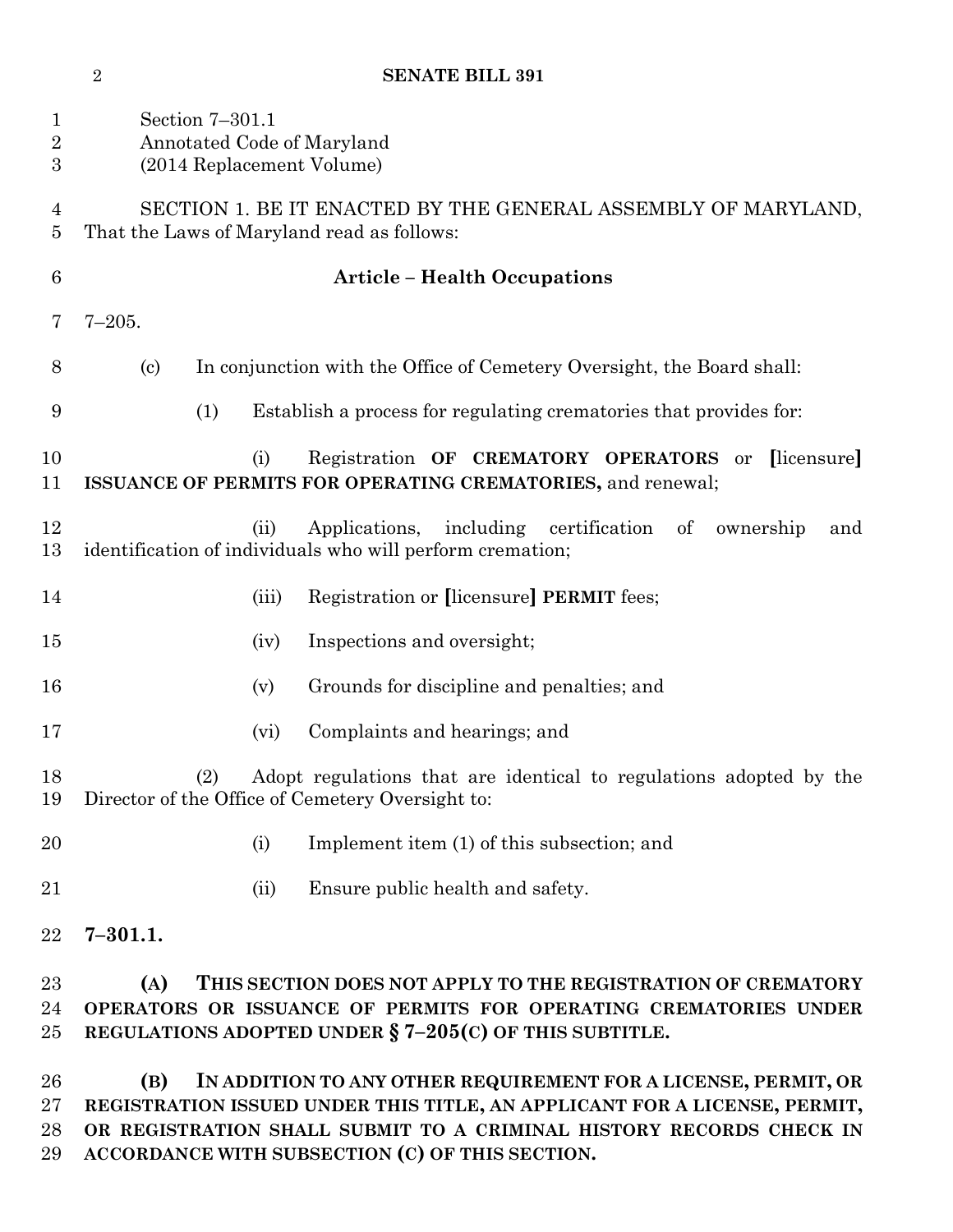Section 7–301.1
Annotated Code of Maryland
(2014 Replacement Volume)

SECTION 1. BE IT ENACTED BY THE GENERAL ASSEMBLY OF MARYLAND, That the Laws of Maryland read as follows:

## Article – Health Occupations

7–205.

(c) In conjunction with the Office of Cemetery Oversight, the Board shall:

(1) Establish a process for regulating crematories that provides for:

(i) Registration **OF CREMATORY OPERATORS** or [licensure] **ISSUANCE OF PERMITS FOR OPERATING CREMATORIES,** and renewal;

(ii) Applications, including certification of ownership and identification of individuals who will perform cremation;

(iii) Registration or [licensure] **PERMIT** fees;

(iv) Inspections and oversight;

(v) Grounds for discipline and penalties; and

(vi) Complaints and hearings; and

(2) Adopt regulations that are identical to regulations adopted by the Director of the Office of Cemetery Oversight to:

(i) Implement item (1) of this subsection; and

(ii) Ensure public health and safety.

**7–301.1.**

**(A) THIS SECTION DOES NOT APPLY TO THE REGISTRATION OF CREMATORY OPERATORS OR ISSUANCE OF PERMITS FOR OPERATING CREMATORIES UNDER REGULATIONS ADOPTED UNDER § 7–205(C) OF THIS SUBTITLE.**

**(B) IN ADDITION TO ANY OTHER REQUIREMENT FOR A LICENSE, PERMIT, OR REGISTRATION ISSUED UNDER THIS TITLE, AN APPLICANT FOR A LICENSE, PERMIT, OR REGISTRATION SHALL SUBMIT TO A CRIMINAL HISTORY RECORDS CHECK IN ACCORDANCE WITH SUBSECTION (C) OF THIS SECTION.**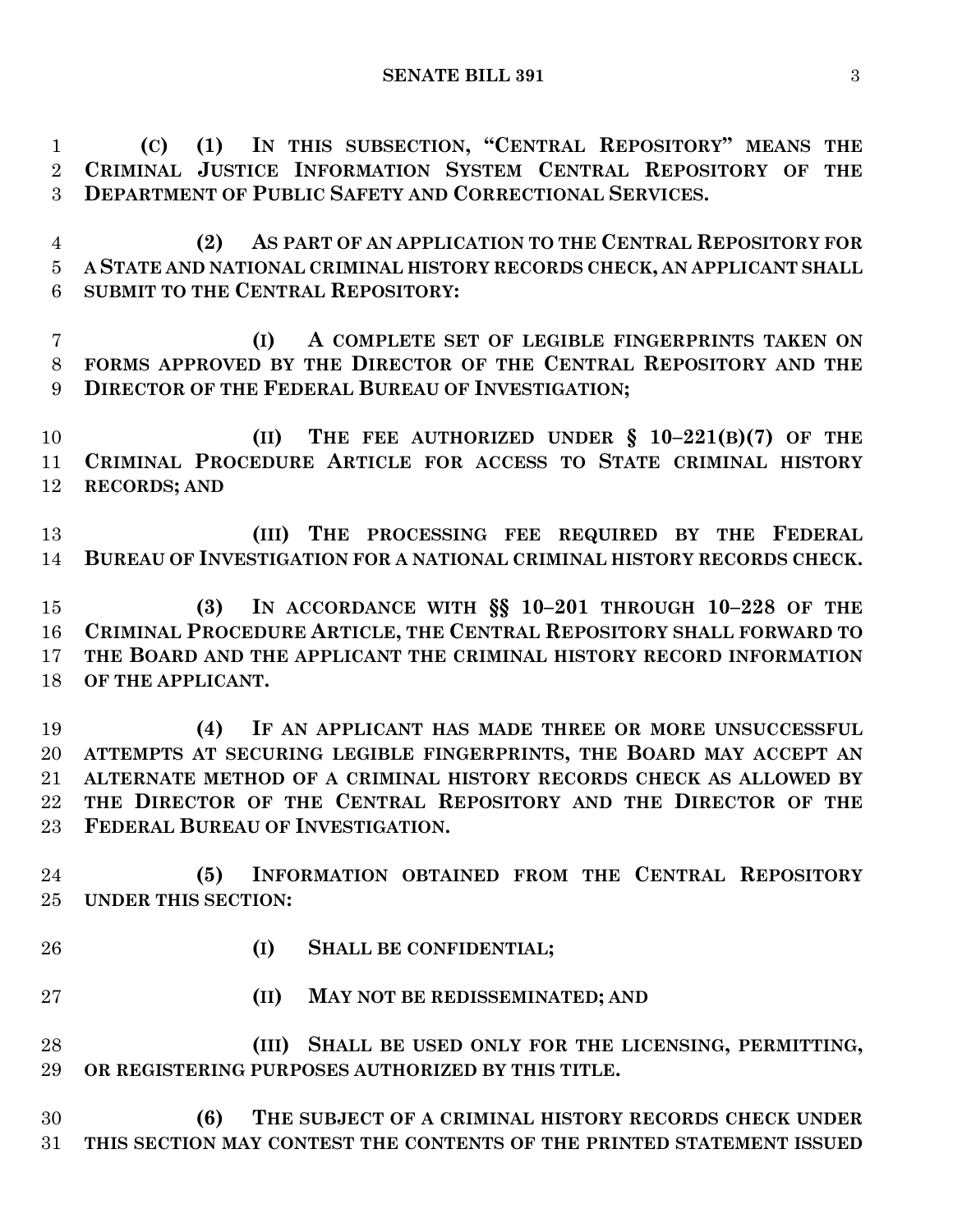**(C) (1) IN THIS SUBSECTION, "CENTRAL REPOSITORY" MEANS THE CRIMINAL JUSTICE INFORMATION SYSTEM CENTRAL REPOSITORY OF THE DEPARTMENT OF PUBLIC SAFETY AND CORRECTIONAL SERVICES.**

**(2) AS PART OF AN APPLICATION TO THE CENTRAL REPOSITORY FOR A STATE AND NATIONAL CRIMINAL HISTORY RECORDS CHECK, AN APPLICANT SHALL SUBMIT TO THE CENTRAL REPOSITORY:**

**(I) A COMPLETE SET OF LEGIBLE FINGERPRINTS TAKEN ON FORMS APPROVED BY THE DIRECTOR OF THE CENTRAL REPOSITORY AND THE DIRECTOR OF THE FEDERAL BUREAU OF INVESTIGATION;**

**(II) THE FEE AUTHORIZED UNDER § 10–221(B)(7) OF THE CRIMINAL PROCEDURE ARTICLE FOR ACCESS TO STATE CRIMINAL HISTORY RECORDS; AND**

**(III) THE PROCESSING FEE REQUIRED BY THE FEDERAL BUREAU OF INVESTIGATION FOR A NATIONAL CRIMINAL HISTORY RECORDS CHECK.**

**(3) IN ACCORDANCE WITH §§ 10–201 THROUGH 10–228 OF THE CRIMINAL PROCEDURE ARTICLE, THE CENTRAL REPOSITORY SHALL FORWARD TO THE BOARD AND THE APPLICANT THE CRIMINAL HISTORY RECORD INFORMATION OF THE APPLICANT.**

**(4) IF AN APPLICANT HAS MADE THREE OR MORE UNSUCCESSFUL ATTEMPTS AT SECURING LEGIBLE FINGERPRINTS, THE BOARD MAY ACCEPT AN ALTERNATE METHOD OF A CRIMINAL HISTORY RECORDS CHECK AS ALLOWED BY THE DIRECTOR OF THE CENTRAL REPOSITORY AND THE DIRECTOR OF THE FEDERAL BUREAU OF INVESTIGATION.**

**(5) INFORMATION OBTAINED FROM THE CENTRAL REPOSITORY UNDER THIS SECTION:**

**(I) SHALL BE CONFIDENTIAL;**

**(II) MAY NOT BE REDISSEMINATED; AND**

**(III) SHALL BE USED ONLY FOR THE LICENSING, PERMITTING, OR REGISTERING PURPOSES AUTHORIZED BY THIS TITLE.**

**(6) THE SUBJECT OF A CRIMINAL HISTORY RECORDS CHECK UNDER THIS SECTION MAY CONTEST THE CONTENTS OF THE PRINTED STATEMENT ISSUED**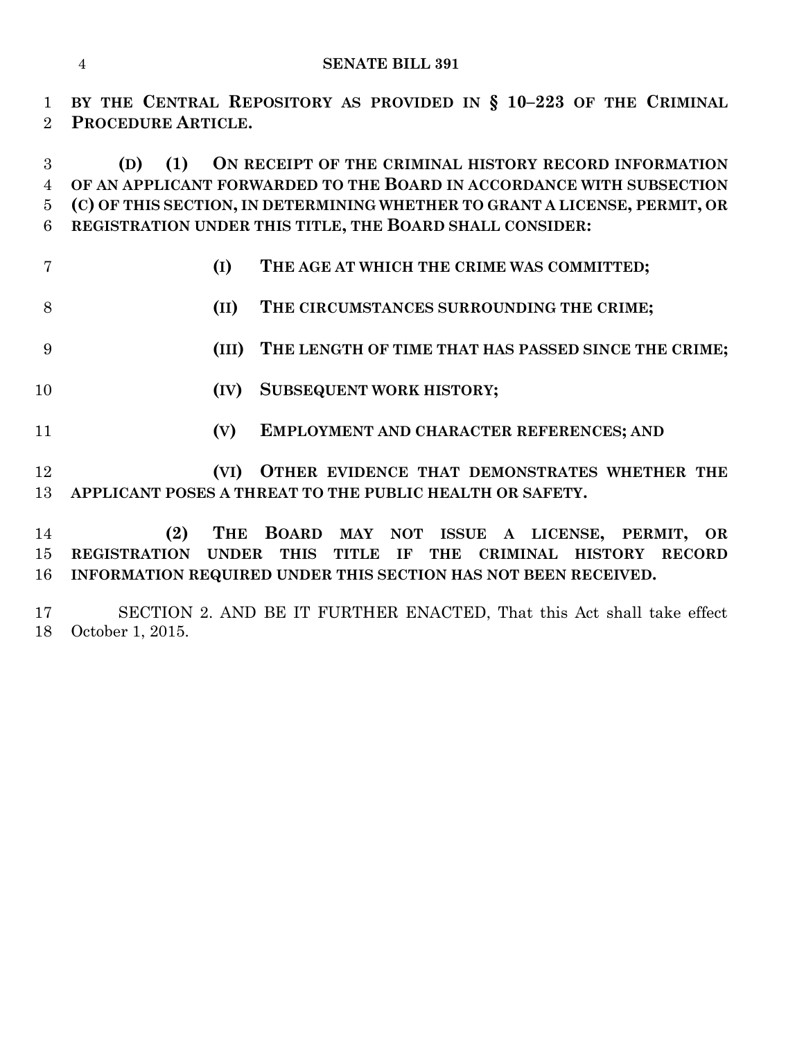**BY THE CENTRAL REPOSITORY AS PROVIDED IN § 10–223 OF THE CRIMINAL PROCEDURE ARTICLE.**

**(D) (1) ON RECEIPT OF THE CRIMINAL HISTORY RECORD INFORMATION OF AN APPLICANT FORWARDED TO THE BOARD IN ACCORDANCE WITH SUBSECTION (C) OF THIS SECTION, IN DETERMINING WHETHER TO GRANT A LICENSE, PERMIT, OR REGISTRATION UNDER THIS TITLE, THE BOARD SHALL CONSIDER:**

**(I) THE AGE AT WHICH THE CRIME WAS COMMITTED;**

**(II) THE CIRCUMSTANCES SURROUNDING THE CRIME;**

**(III) THE LENGTH OF TIME THAT HAS PASSED SINCE THE CRIME;**

**(IV) SUBSEQUENT WORK HISTORY;**

**(V) EMPLOYMENT AND CHARACTER REFERENCES; AND**

**(VI) OTHER EVIDENCE THAT DEMONSTRATES WHETHER THE APPLICANT POSES A THREAT TO THE PUBLIC HEALTH OR SAFETY.**

**(2) THE BOARD MAY NOT ISSUE A LICENSE, PERMIT, OR REGISTRATION UNDER THIS TITLE IF THE CRIMINAL HISTORY RECORD INFORMATION REQUIRED UNDER THIS SECTION HAS NOT BEEN RECEIVED.**

SECTION 2. AND BE IT FURTHER ENACTED, That this Act shall take effect October 1, 2015.